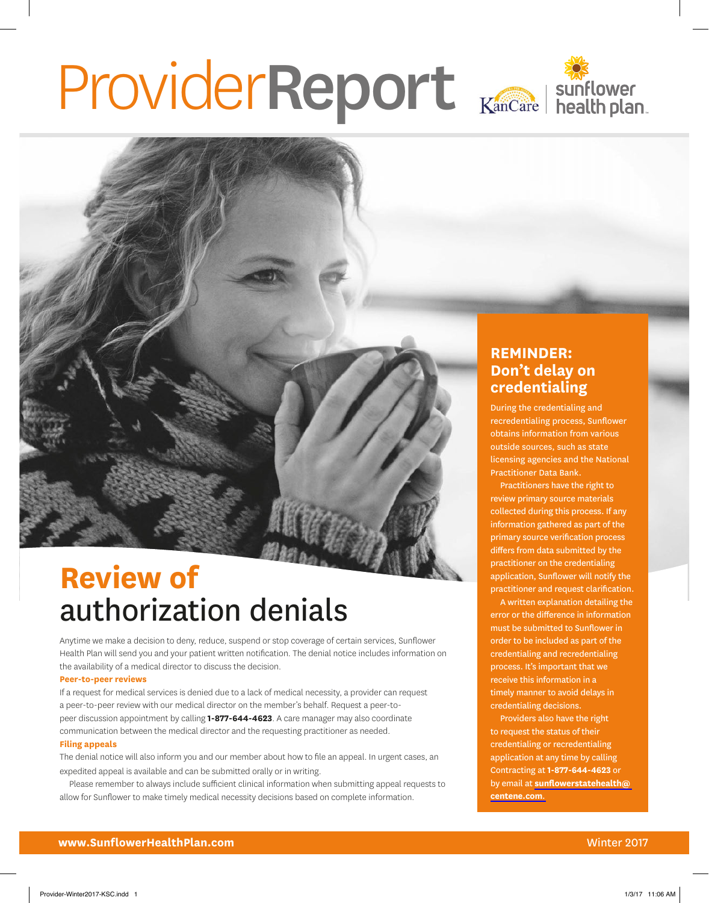# ProviderReport

KanCare | sunflower health plan

## Review of authorization denials

Anytime we make a decision to deny, reduce, suspend or stop coverage of certain services, Sunflower Health Plan will send you and your patient written notification. The denial notice includes information on the availability of a medical director to discuss the decision.

**Peer-to-peer reviews**

If a request for medical services is denied due to a lack of medical necessity, a provider can request a peer-to-peer review with our medical director on the member's behalf. Request a peer-to-peer discussion appointment by calling **1-877-644-4623**. A care manager may also coordinate communication between the medical director and the requesting practitioner as needed.

**Filing appeals**

The denial notice will also inform you and our member about how to file an appeal. In urgent cases, an expedited appeal is available and can be submitted orally or in writing.

Please remember to always include sufficient clinical information when submitting appeal requests to allow for Sunflower to make timely medical necessity decisions based on complete information.

## REMINDER: Don't delay on credentialing

During the credentialing and recredentialing process, Sunflower obtains information from various outside sources, such as state licensing agencies and the National Practitioner Data Bank.

Practitioners have the right to review primary source materials collected during this process. If any information gathered as part of the primary source verification process differs from data submitted by the practitioner on the credentialing application, Sunflower will notify the practitioner and request clarification.

A written explanation detailing the error or the difference in information must be submitted to Sunflower in order to be included as part of the credentialing and recredentialing process. It's important that we receive this information in a timely manner to avoid delays in credentialing decisions.

Providers also have the right to request the status of their credentialing or recredentialing application at any time by calling Contracting at **1-877-644-4623** or by email at **sunflowerstatehealth@centene.com.**

**www.SunflowerHealthPlan.com** Winter 2017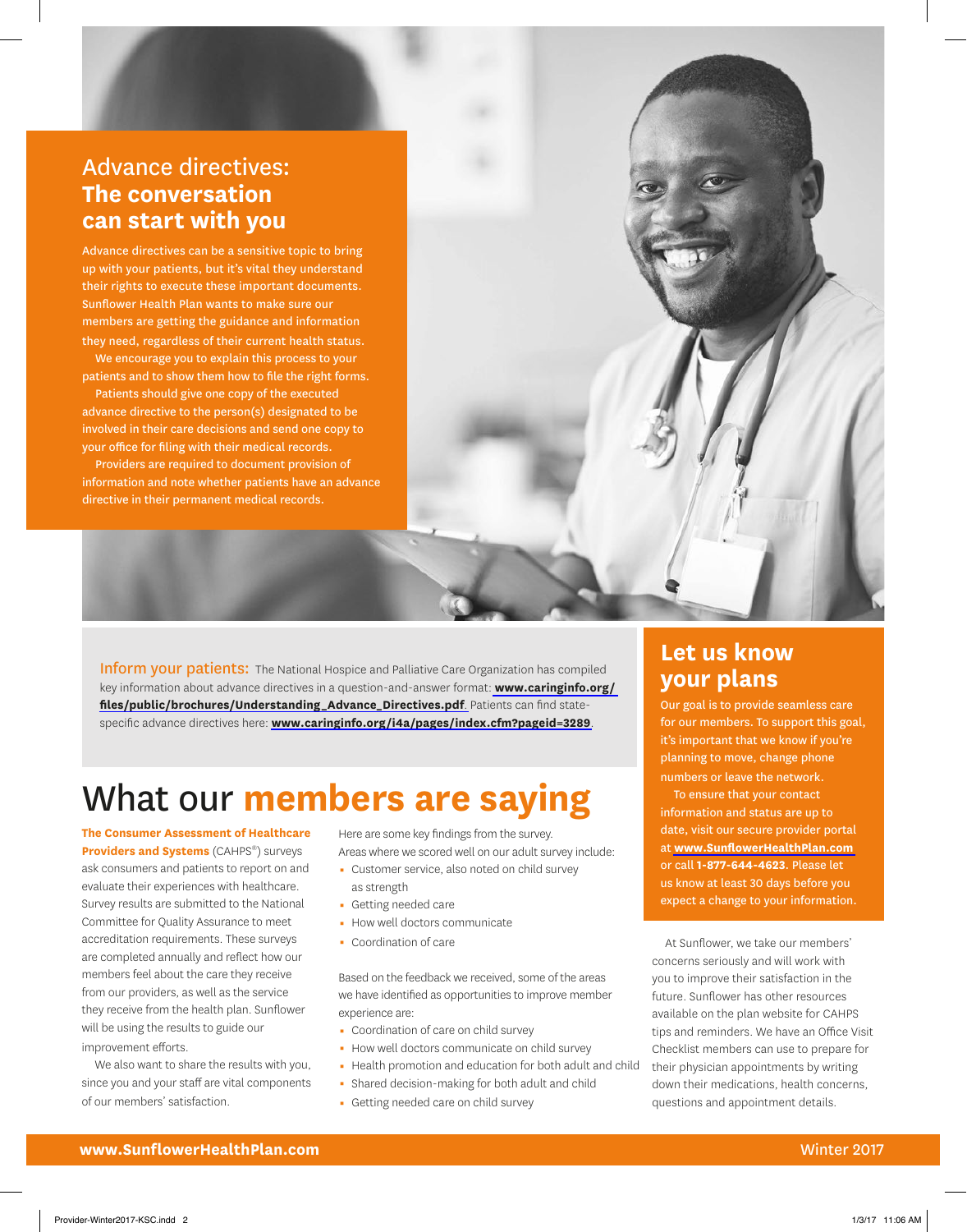# Advance directives: **The conversation can start with you**

Advance directives can be a sensitive topic to bring up with your patients, but it's vital they understand their rights to execute these important documents. Sunflower Health Plan wants to make sure our members are getting the guidance and information they need, regardless of their current health status.

We encourage you to explain this process to your patients and to show them how to file the right forms.

Patients should give one copy of the executed advance directive to the person(s) designated to be involved in their care decisions and send one copy to your office for filing with their medical records.

Providers are required to document provision of information and note whether patients have an advance directive in their permanent medical records.

Inform your patients: The National Hospice and Palliative Care Organization has compiled key information about advance directives in a question-and-answer format: **www.caringinfo.org/files/public/brochures/Understanding_Advance_Directives.pdf**. Patients can find state-specific advance directives here: **www.caringinfo.org/i4a/pages/index.cfm?pageid=3289**.

# What our **members are saying**

**The Consumer Assessment of Healthcare Providers and Systems** (CAHPS®) surveys ask consumers and patients to report on and evaluate their experiences with healthcare. Survey results are submitted to the National Committee for Quality Assurance to meet accreditation requirements. These surveys are completed annually and reflect how our members feel about the care they receive from our providers, as well as the service they receive from the health plan. Sunflower will be using the results to guide our improvement efforts.

We also want to share the results with you, since you and your staff are vital components of our members' satisfaction.

Here are some key findings from the survey.

Areas where we scored well on our adult survey include:

- Customer service, also noted on child survey as strength
- Getting needed care
- How well doctors communicate
- Coordination of care

Based on the feedback we received, some of the areas we have identified as opportunities to improve member experience are:

- Coordination of care on child survey
- How well doctors communicate on child survey
- Health promotion and education for both adult and child
- Shared decision-making for both adult and child
- Getting needed care on child survey

At Sunflower, we take our members' concerns seriously and will work with you to improve their satisfaction in the future. Sunflower has other resources available on the plan website for CAHPS tips and reminders. We have an Office Visit Checklist members can use to prepare for their physician appointments by writing down their medications, health concerns, questions and appointment details.

## Let us know your plans

Our goal is to provide seamless care for our members. To support this goal, it's important that we know if you're planning to move, change phone numbers or leave the network.

To ensure that your contact information and status are up to date, visit our secure provider portal at **www.SunflowerHealthPlan.com** or call **1-877-644-4623**. Please let us know at least 30 days before you expect a change to your information.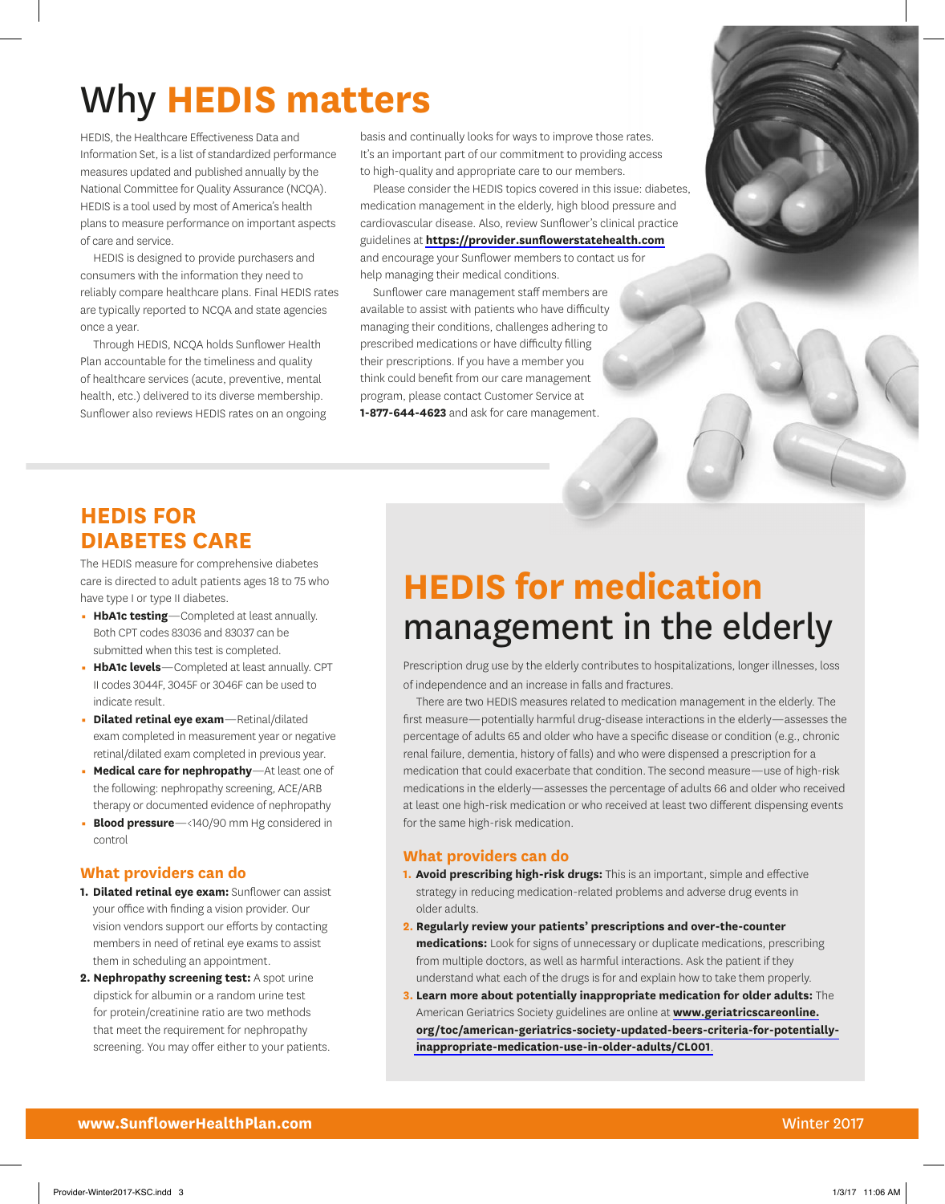# Why **HEDIS matters**

HEDIS, the Healthcare Effectiveness Data and Information Set, is a list of standardized performance measures updated and published annually by the National Committee for Quality Assurance (NCQA). HEDIS is a tool used by most of America's health plans to measure performance on important aspects of care and service.

HEDIS is designed to provide purchasers and consumers with the information they need to reliably compare healthcare plans. Final HEDIS rates are typically reported to NCQA and state agencies once a year.

Through HEDIS, NCQA holds Sunflower Health Plan accountable for the timeliness and quality of healthcare services (acute, preventive, mental health, etc.) delivered to its diverse membership. Sunflower also reviews HEDIS rates on an ongoing basis and continually looks for ways to improve those rates. It's an important part of our commitment to providing access to high-quality and appropriate care to our members.

Please consider the HEDIS topics covered in this issue: diabetes, medication management in the elderly, high blood pressure and cardiovascular disease. Also, review Sunflower's clinical practice guidelines at **https://provider.sunflowerstatehealth.com** and encourage your Sunflower members to contact us for help managing their medical conditions.

Sunflower care management staff members are available to assist with patients who have difficulty managing their conditions, challenges adhering to prescribed medications or have difficulty filling their prescriptions. If you have a member you think could benefit from our care management program, please contact Customer Service at **1-877-644-4623** and ask for care management.

## HEDIS FOR DIABETES CARE

The HEDIS measure for comprehensive diabetes care is directed to adult patients ages 18 to 75 who have type I or type II diabetes.

- **HbA1c testing**—Completed at least annually. Both CPT codes 83036 and 83037 can be submitted when this test is completed.
- **HbA1c levels**—Completed at least annually. CPT II codes 3044F, 3045F or 3046F can be used to indicate result.
- **Dilated retinal eye exam**—Retinal/dilated exam completed in measurement year or negative retinal/dilated exam completed in previous year.
- **Medical care for nephropathy**—At least one of the following: nephropathy screening, ACE/ARB therapy or documented evidence of nephropathy
- **Blood pressure**—<140/90 mm Hg considered in control

### What providers can do

1. **Dilated retinal eye exam:** Sunflower can assist your office with finding a vision provider. Our vision vendors support our efforts by contacting members in need of retinal eye exams to assist them in scheduling an appointment.
2. **Nephropathy screening test:** A spot urine dipstick for albumin or a random urine test for protein/creatinine ratio are two methods that meet the requirement for nephropathy screening. You may offer either to your patients.

## HEDIS for medication management in the elderly

Prescription drug use by the elderly contributes to hospitalizations, longer illnesses, loss of independence and an increase in falls and fractures.

There are two HEDIS measures related to medication management in the elderly. The first measure—potentially harmful drug-disease interactions in the elderly—assesses the percentage of adults 65 and older who have a specific disease or condition (e.g., chronic renal failure, dementia, history of falls) and who were dispensed a prescription for a medication that could exacerbate that condition. The second measure—use of high-risk medications in the elderly—assesses the percentage of adults 66 and older who received at least one high-risk medication or who received at least two different dispensing events for the same high-risk medication.

### What providers can do

1. **Avoid prescribing high-risk drugs:** This is an important, simple and effective strategy in reducing medication-related problems and adverse drug events in older adults.
2. **Regularly review your patients' prescriptions and over-the-counter medications:** Look for signs of unnecessary or duplicate medications, prescribing from multiple doctors, as well as harmful interactions. Ask the patient if they understand what each of the drugs is for and explain how to take them properly.
3. **Learn more about potentially inappropriate medication for older adults:** The American Geriatrics Society guidelines are online at **www.geriatricscareonline.org/toc/american-geriatrics-society-updated-beers-criteria-for-potentially-inappropriate-medication-use-in-older-adults/CL001**.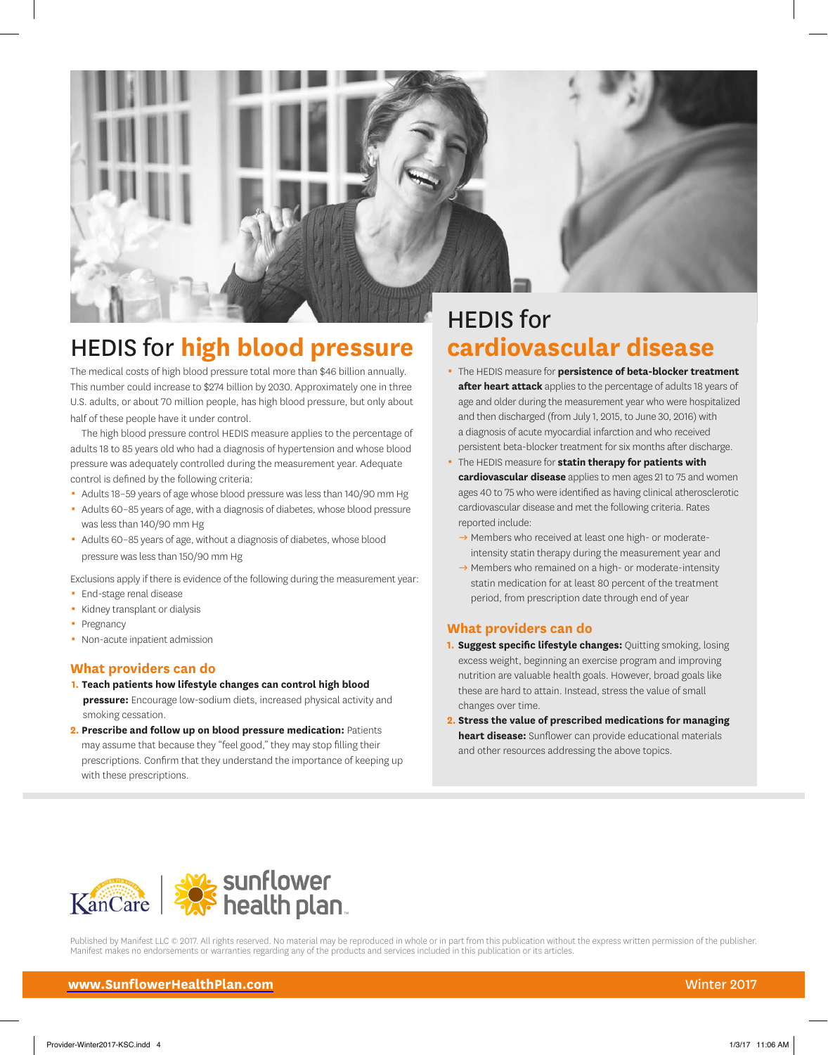# HEDIS for high blood pressure

The medical costs of high blood pressure total more than $46 billion annually. This number could increase to $274 billion by 2030. Approximately one in three U.S. adults, or about 70 million people, has high blood pressure, but only about half of these people have it under control.

The high blood pressure control HEDIS measure applies to the percentage of adults 18 to 85 years old who had a diagnosis of hypertension and whose blood pressure was adequately controlled during the measurement year. Adequate control is defined by the following criteria:

- Adults 18–59 years of age whose blood pressure was less than 140/90 mm Hg
- Adults 60–85 years of age, with a diagnosis of diabetes, whose blood pressure was less than 140/90 mm Hg
- Adults 60–85 years of age, without a diagnosis of diabetes, whose blood pressure was less than 150/90 mm Hg

Exclusions apply if there is evidence of the following during the measurement year:

- End-stage renal disease
- Kidney transplant or dialysis
- Pregnancy
- Non-acute inpatient admission

### What providers can do

1. **Teach patients how lifestyle changes can control high blood pressure:** Encourage low-sodium diets, increased physical activity and smoking cessation.
2. **Prescribe and follow up on blood pressure medication:** Patients may assume that because they "feel good," they may stop filling their prescriptions. Confirm that they understand the importance of keeping up with these prescriptions.

# HEDIS for cardiovascular disease

- The HEDIS measure for **persistence of beta-blocker treatment after heart attack** applies to the percentage of adults 18 years of age and older during the measurement year who were hospitalized and then discharged (from July 1, 2015, to June 30, 2016) with a diagnosis of acute myocardial infarction and who received persistent beta-blocker treatment for six months after discharge.
- The HEDIS measure for **statin therapy for patients with cardiovascular disease** applies to men ages 21 to 75 and women ages 40 to 75 who were identified as having clinical atherosclerotic cardiovascular disease and met the following criteria. Rates reported include:
  - → Members who received at least one high- or moderate-intensity statin therapy during the measurement year and
  - → Members who remained on a high- or moderate-intensity statin medication for at least 80 percent of the treatment period, from prescription date through end of year

### What providers can do

1. **Suggest specific lifestyle changes:** Quitting smoking, losing excess weight, beginning an exercise program and improving nutrition are valuable health goals. However, broad goals like these are hard to attain. Instead, stress the value of small changes over time.
2. **Stress the value of prescribed medications for managing heart disease:** Sunflower can provide educational materials and other resources addressing the above topics.

KanCare | sunflower health plan

Published by Manifest LLC © 2017. All rights reserved. No material may be reproduced in whole or in part from this publication without the express written permission of the publisher. Manifest makes no endorsements or warranties regarding any of the products and services included in this publication or its articles.

www.SunflowerHealthPlan.com

Winter 2017